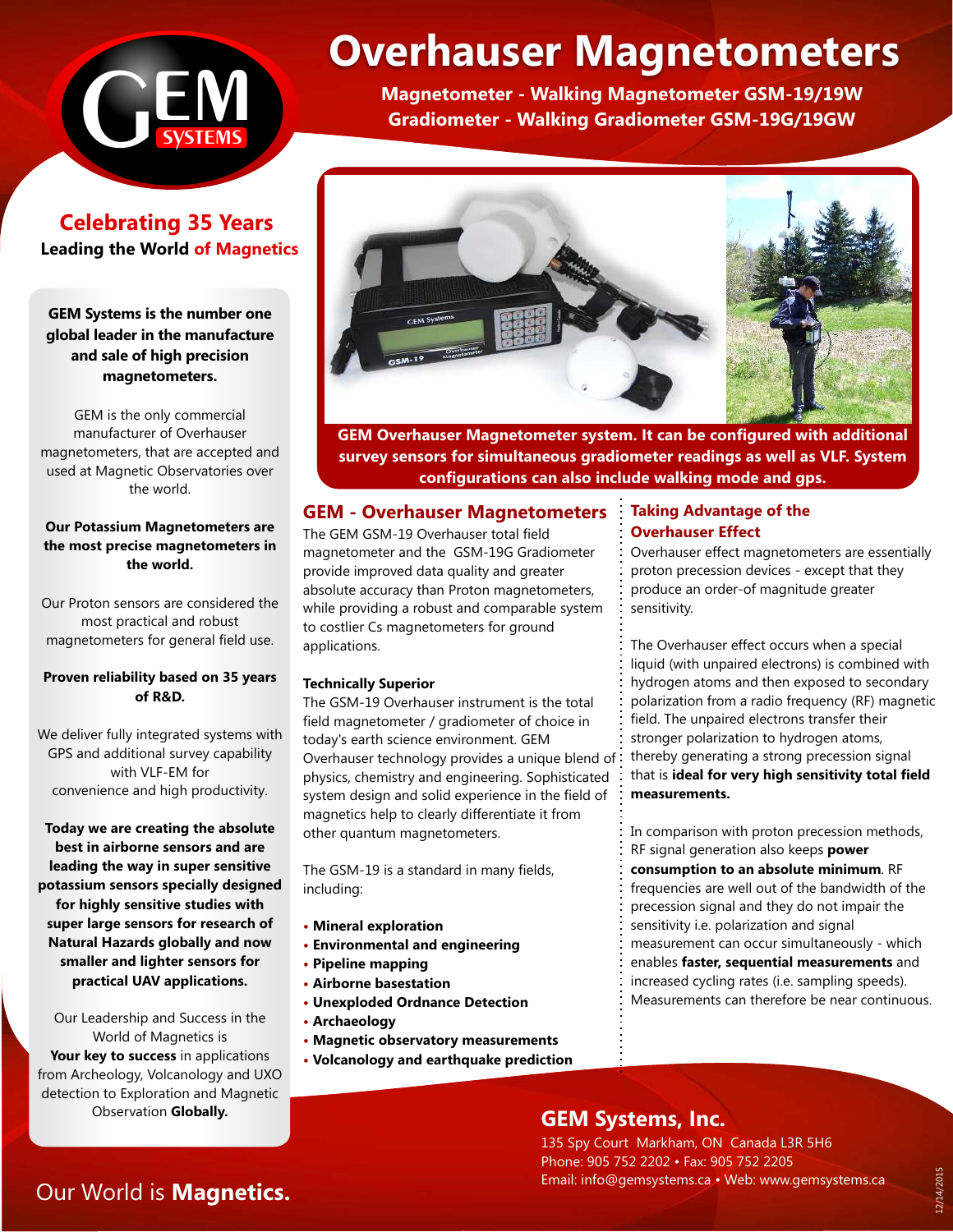# Overhauser Magnetometers

**Magnetometer - Walking Magnetometer GSM-19/19W**
**Gradiometer - Walking Gradiometer GSM-19G/19GW**

## Celebrating 35 Years

**Leading the World of Magnetics**

**GEM Systems is the number one global leader in the manufacture and sale of high precision magnetometers.**

GEM is the only commercial manufacturer of Overhauser magnetometers, that are accepted and used at Magnetic Observatories over the world.

**Our Potassium Magnetometers are the most precise magnetometers in the world.**

Our Proton sensors are considered the most practical and robust magnetometers for general field use.

**Proven reliability based on 35 years of R&D.**

We deliver fully integrated systems with GPS and additional survey capability with VLF-EM for convenience and high productivity.

**Today we are creating the absolute best in airborne sensors and are leading the way in super sensitive potassium sensors specially designed for highly sensitive studies with super large sensors for research of Natural Hazards globally and now smaller and lighter sensors for practical UAV applications.**

Our Leadership and Success in the World of Magnetics is **Your key to success** in applications from Archeology, Volcanology and UXO detection to Exploration and Magnetic Observation **Globally.**

**GEM Overhauser Magnetometer system. It can be configured with additional survey sensors for simultaneous gradiometer readings as well as VLF. System configurations can also include walking mode and gps.**

## GEM - Overhauser Magnetometers

The GEM GSM-19 Overhauser total field magnetometer and the GSM-19G Gradiometer provide improved data quality and greater absolute accuracy than Proton magnetometers, while providing a robust and comparable system to costlier Cs magnetometers for ground applications.

### Technically Superior

The GSM-19 Overhauser instrument is the total field magnetometer / gradiometer of choice in today's earth science environment. GEM Overhauser technology provides a unique blend of physics, chemistry and engineering. Sophisticated system design and solid experience in the field of magnetics help to clearly differentiate it from other quantum magnetometers.

The GSM-19 is a standard in many fields, including:

- **Mineral exploration**
- **Environmental and engineering**
- **Pipeline mapping**
- **Airborne basestation**
- **Unexploded Ordnance Detection**
- **Archaeology**
- **Magnetic observatory measurements**
- **Volcanology and earthquake prediction**

## Taking Advantage of the Overhauser Effect

Overhauser effect magnetometers are essentially proton precession devices - except that they produce an order-of magnitude greater sensitivity.

The Overhauser effect occurs when a special liquid (with unpaired electrons) is combined with hydrogen atoms and then exposed to secondary polarization from a radio frequency (RF) magnetic field. The unpaired electrons transfer their stronger polarization to hydrogen atoms, thereby generating a strong precession signal that is **ideal for very high sensitivity total field measurements.**

In comparison with proton precession methods, RF signal generation also keeps **power consumption to an absolute minimum**. RF frequencies are well out of the bandwidth of the precession signal and they do not impair the sensitivity i.e. polarization and signal measurement can occur simultaneously - which enables **faster, sequential measurements** and increased cycling rates (i.e. sampling speeds). Measurements can therefore be near continuous.

## GEM Systems, Inc.

135 Spy Court Markham, ON Canada L3R 5H6
Phone: 905 752 2202 • Fax: 905 752 2205
Email: info@gemsystems.ca • Web: www.gemsystems.ca

Our World is **Magnetics.**

12/14/2015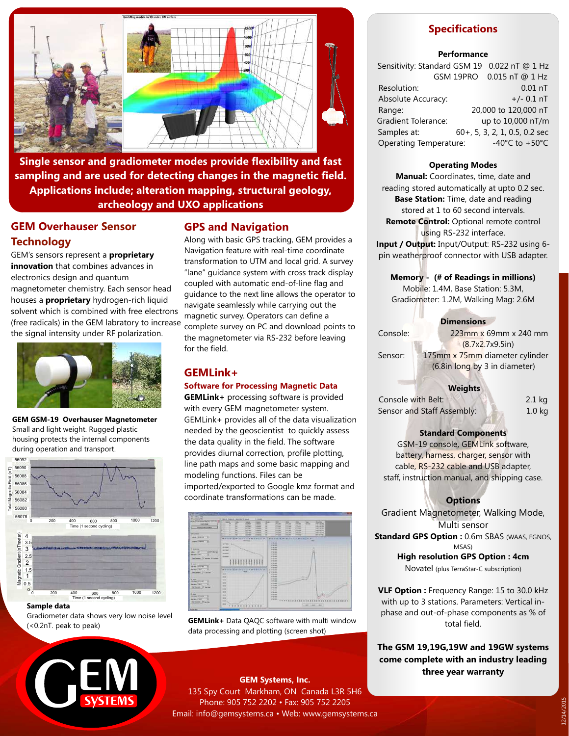**Single sensor and gradiometer modes provide flexibility and fast sampling and are used for detecting changes in the magnetic field. Applications include; alteration mapping, structural geology, archeology and UXO applications**

## GEM Overhauser Sensor Technology

GEM's sensors represent a **proprietary innovation** that combines advances in electronics design and quantum magnetometer chemistry. Each sensor head houses a **proprietary** hydrogen-rich liquid solvent which is combined with free electrons (free radicals) in the GEM labratory to increase the signal intensity under RF polarization.

**GEM GSM-19 Overhauser Magnetometer**
Small and light weight. Rugged plastic housing protects the internal components during operation and transport.

56092
56090
56088
56086
56084
56082
56080
56078
Total Magnetic Field (nT)
0 200 400 600 800 1000 1200
Time (1 second cycling)

4
3.5
3
2.5
2
1.5
1
0.5
0
Magnetic Gradient (nT/meter)
0 200 400 600 800 1000 1200
Time (1 second cycling)

**Sample data**
Gradiometer data shows very low noise level (<0.2nT. peak to peak)

## GPS and Navigation

Along with basic GPS tracking, GEM provides a Navigation feature with real-time coordinate transformation to UTM and local grid. A survey "lane" guidance system with cross track display coupled with automatic end-of-line flag and guidance to the next line allows the operator to navigate seamlessly while carrying out the magnetic survey. Operators can define a complete survey on PC and download points to the magnetometer via RS-232 before leaving for the field.

## GEMLink+

### Software for Processing Magnetic Data

**GEMLink+** processing software is provided with every GEM magnetometer system. GEMLink+ provides all of the data visualization needed by the geoscientist to quickly assess the data quality in the field. The software provides diurnal correction, profile plotting, line path maps and some basic mapping and modeling functions. Files can be imported/exported to Google kmz format and coordinate transformations can be made.

**GEMLink+** Data QAQC software with multi window data processing and plotting (screen shot)

## Specifications

### Performance

| | |
|---|---|
| Sensitivity: Standard GSM 19 | 0.022 nT @ 1 Hz |
| GSM 19PRO | 0.015 nT @ 1 Hz |
| Resolution: | 0.01 nT |
| Absolute Accuracy: | +/- 0.1 nT |
| Range: | 20,000 to 120,000 nT |
| Gradient Tolerance: | up to 10,000 nT/m |
| Samples at: | 60+, 5, 3, 2, 1, 0.5, 0.2 sec |
| Operating Temperature: | -40°C to +50°C |

### Operating Modes

**Manual:** Coordinates, time, date and reading stored automatically at upto 0.2 sec.
**Base Station:** Time, date and reading stored at 1 to 60 second intervals.
**Remote Control:** Optional remote control using RS-232 interface.
**Input / Output:** Input/Output: RS-232 using 6-pin weatherproof connector with USB adapter.

### Memory - (# of Readings in millions)

Mobile: 1.4M, Base Station: 5.3M,
Gradiometer: 1.2M, Walking Mag: 2.6M

### Dimensions

| | |
|---|---|
| Console: | 223mm x 69mm x 240 mm (8.7x2.7x9.5in) |
| Sensor: | 175mm x 75mm diameter cylinder (6.8in long by 3 in diameter) |

### Weights

| | |
|---|---|
| Console with Belt: | 2.1 kg |
| Sensor and Staff Assembly: | 1.0 kg |

### Standard Components

GSM-19 console, GEMLink software, battery, harness, charger, sensor with cable, RS-232 cable and USB adapter, staff, instruction manual, and shipping case.

### Options

Gradient Magnetometer, Walking Mode, Multi sensor
**Standard GPS Option :** 0.6m SBAS (WAAS, EGNOS, MSAS)
**High resolution GPS Option : 4cm**
Novatel (plus TerraStar-C subscription)

**VLF Option :** Frequency Range: 15 to 30.0 kHz with up to 3 stations. Parameters: Vertical in-phase and out-of-phase components as % of total field.

**The GSM 19,19G,19W and 19GW systems come complete with an industry leading three year warranty**

**GEM Systems, Inc.**
135 Spy Court Markham, ON Canada L3R 5H6
Phone: 905 752 2202 • Fax: 905 752 2205
Email: info@gemsystems.ca • Web: www.gemsystems.ca

12/14/2015